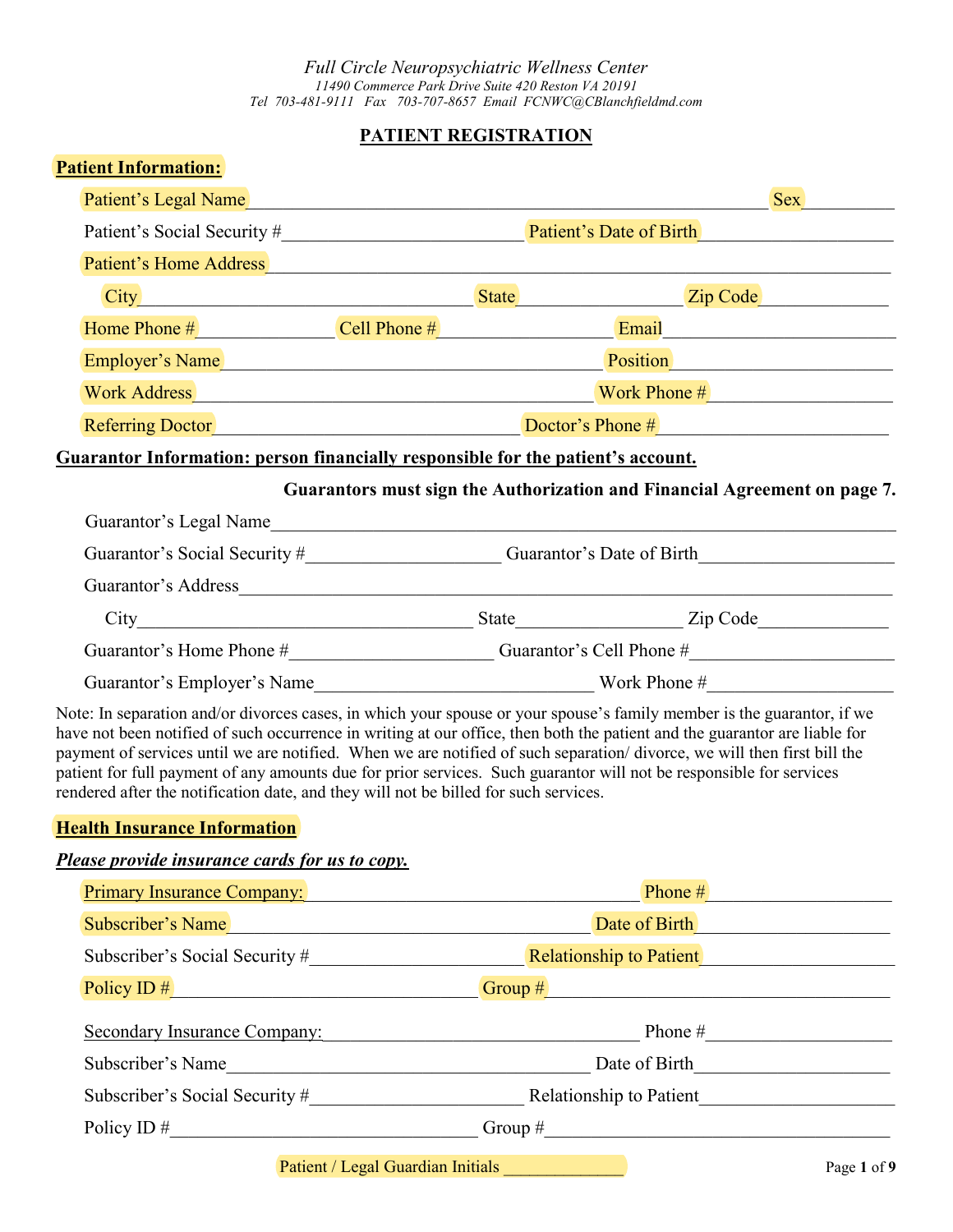*Full Circle Neuropsychiatric Wellness Center*
*11490 Commerce Park Drive Suite 420 Reston VA 20191*
*Tel 703-481-9111 Fax 703-707-8657 Email FCNWC@CBlanchfieldmd.com*

# PATIENT REGISTRATION

## Patient Information:

Patient's Legal Name_______________________________________________ Sex_________

Patient's Social Security #________________________ Patient's Date of Birth____________________

Patient's Home Address_______________________________________________________________

City___________________________________ State________________ Zip Code_____________

Home Phone #______________ Cell Phone #__________________ Email________________________

Employer's Name_________________________________________ Position______________________

Work Address__________________________________________ Work Phone #___________________

Referring Doctor_______________________________ Doctor's Phone #_______________________

## Guarantor Information: person financially responsible for the patient's account.

**Guarantors must sign the Authorization and Financial Agreement on page 7.**

Guarantor's Legal Name___________________________________________________________________

Guarantor's Social Security #____________________ Guarantor's Date of Birth____________________

Guarantor's Address______________________________________________________________________

City___________________________________ State________________ Zip Code_____________

Guarantor's Home Phone #_____________________ Guarantor's Cell Phone #_____________________

Guarantor's Employer's Name_____________________________ Work Phone #____________________

Note: In separation and/or divorces cases, in which your spouse or your spouse's family member is the guarantor, if we have not been notified of such occurrence in writing at our office, then both the patient and the guarantor are liable for payment of services until we are notified. When we are notified of such separation/ divorce, we will then first bill the patient for full payment of any amounts due for prior services. Such guarantor will not be responsible for services rendered after the notification date, and they will not be billed for such services.

## Health Insurance Information

***Please provide insurance cards for us to copy.***

Primary Insurance Company:__________________________________ Phone #____________________

Subscriber's Name________________________________________ Date of Birth____________________

Subscriber's Social Security #______________________ Relationship to Patient____________________

Policy ID #________________________________ Group #____________________________________

Secondary Insurance Company:________________________________ Phone #____________________

Subscriber's Name________________________________________ Date of Birth____________________

Subscriber's Social Security #______________________ Relationship to Patient____________________

Policy ID #________________________________ Group #____________________________________

Patient / Legal Guardian Initials ______________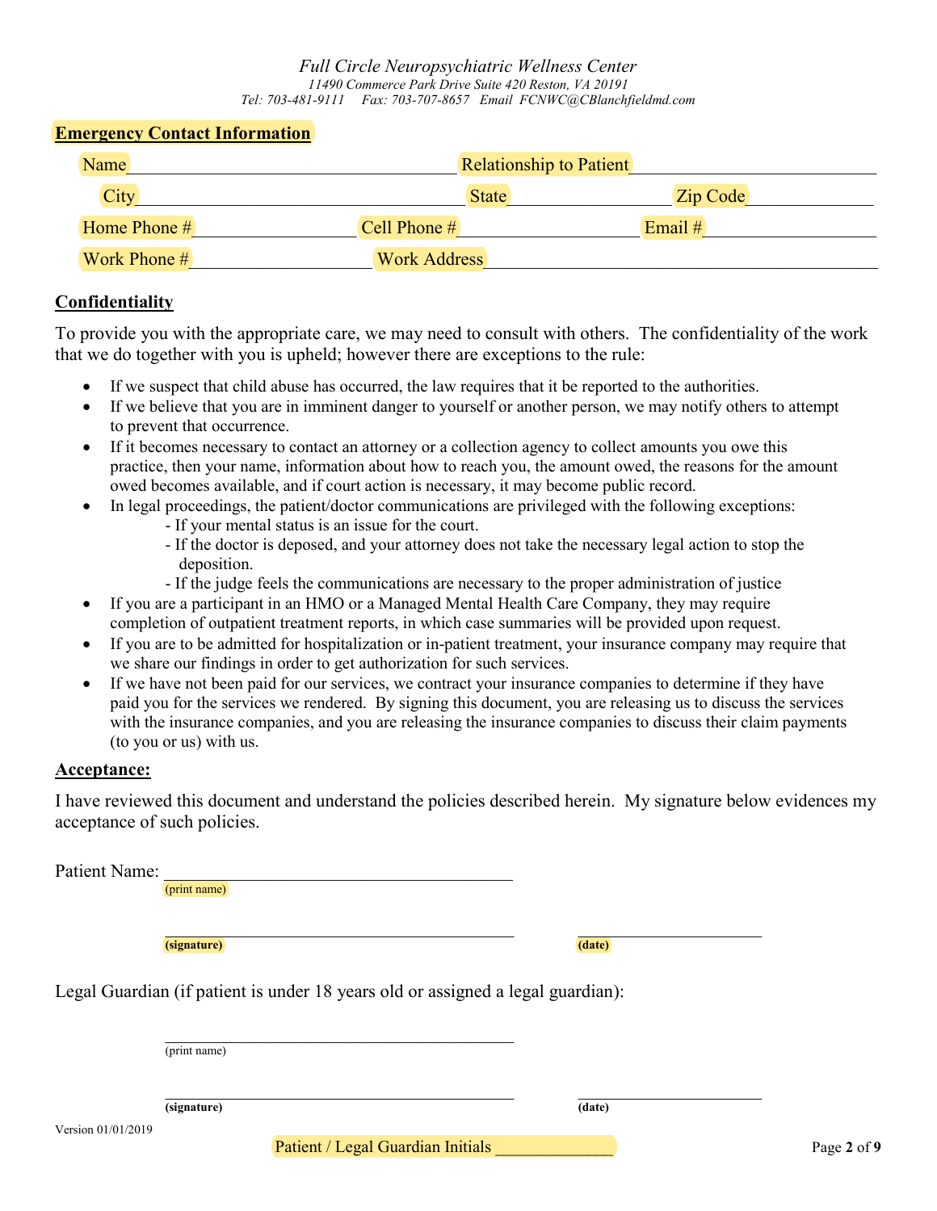*Full Circle Neuropsychiatric Wellness Center*
*11490 Commerce Park Drive Suite 420 Reston, VA 20191*
*Tel: 703-481-9111 Fax: 703-707-8657 Email FCNWC@CBlanchfieldmd.com*

## Emergency Contact Information

Name ____________________________________ Relationship to Patient ___________________________

City ____________________________________ State __________________ Zip Code ______________

Home Phone # _________________ Cell Phone # ___________________ Email # ___________________

Work Phone # ____________________ Work Address ___________________________________________

## Confidentiality

To provide you with the appropriate care, we may need to consult with others. The confidentiality of the work that we do together with you is upheld; however there are exceptions to the rule:

- If we suspect that child abuse has occurred, the law requires that it be reported to the authorities.
- If we believe that you are in imminent danger to yourself or another person, we may notify others to attempt to prevent that occurrence.
- If it becomes necessary to contact an attorney or a collection agency to collect amounts you owe this practice, then your name, information about how to reach you, the amount owed, the reasons for the amount owed becomes available, and if court action is necessary, it may become public record.
- In legal proceedings, the patient/doctor communications are privileged with the following exceptions:
  - If your mental status is an issue for the court.
  - If the doctor is deposed, and your attorney does not take the necessary legal action to stop the deposition.
  - If the judge feels the communications are necessary to the proper administration of justice
- If you are a participant in an HMO or a Managed Mental Health Care Company, they may require completion of outpatient treatment reports, in which case summaries will be provided upon request.
- If you are to be admitted for hospitalization or in-patient treatment, your insurance company may require that we share our findings in order to get authorization for such services.
- If we have not been paid for our services, we contract your insurance companies to determine if they have paid you for the services we rendered. By signing this document, you are releasing us to discuss the services with the insurance companies, and you are releasing the insurance companies to discuss their claim payments (to you or us) with us.

## Acceptance:

I have reviewed this document and understand the policies described herein. My signature below evidences my acceptance of such policies.

Patient Name: ________________________________________
(print name)

________________________________________ ________________________
**(signature)** **(date)**

Legal Guardian (if patient is under 18 years old or assigned a legal guardian):

________________________________________
(print name)

________________________________________ ________________________
**(signature)** **(date)**

Version 01/01/2019

Patient / Legal Guardian Initials ______________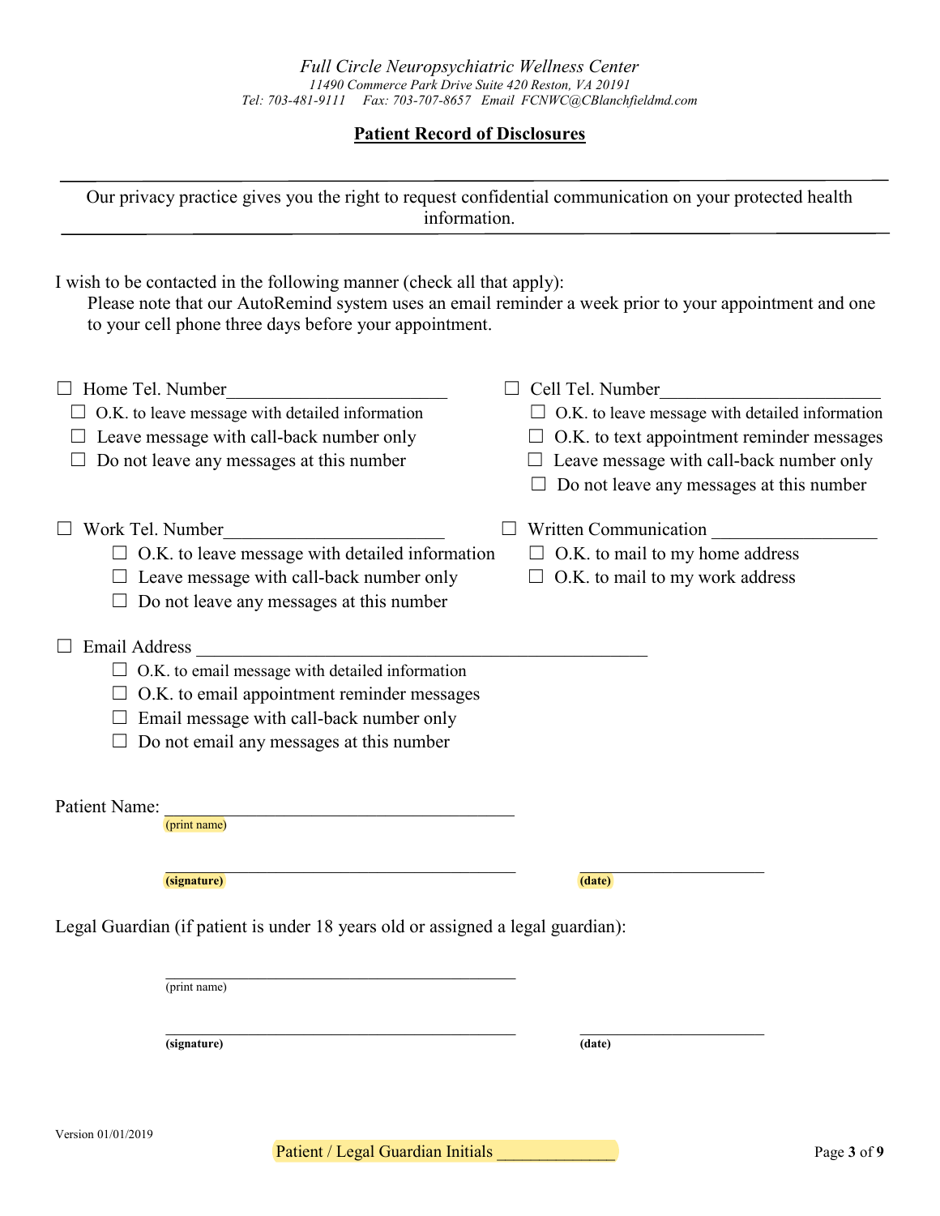*Full Circle Neuropsychiatric Wellness Center*
*11490 Commerce Park Drive Suite 420 Reston, VA 20191*
*Tel: 703-481-9111 Fax: 703-707-8657 Email FCNWC@CBlanchfieldmd.com*

## Patient Record of Disclosures

Our privacy practice gives you the right to request confidential communication on your protected health information.

I wish to be contacted in the following manner (check all that apply):

Please note that our AutoRemind system uses an email reminder a week prior to your appointment and one to your cell phone three days before your appointment.

☐ Home Tel. Number________________________
- ☐ O.K. to leave message with detailed information
- ☐ Leave message with call-back number only
- ☐ Do not leave any messages at this number

☐ Cell Tel. Number________________________
- ☐ O.K. to leave message with detailed information
- ☐ O.K. to text appointment reminder messages
- ☐ Leave message with call-back number only
- ☐ Do not leave any messages at this number

☐ Work Tel. Number________________________
- ☐ O.K. to leave message with detailed information
- ☐ Leave message with call-back number only
- ☐ Do not leave any messages at this number

☐ Written Communication __________________
- ☐ O.K. to mail to my home address
- ☐ O.K. to mail to my work address

☐ Email Address ___________________________________________________
- ☐ O.K. to email message with detailed information
- ☐ O.K. to email appointment reminder messages
- ☐ Email message with call-back number only
- ☐ Do not email any messages at this number

Patient Name: ________________________________________
(print name)

________________________________________ ______________________
**(signature)** **(date)**

Legal Guardian (if patient is under 18 years old or assigned a legal guardian):

________________________________________
(print name)

________________________________________ ______________________
**(signature)** **(date)**

Version 01/01/2019

Patient / Legal Guardian Initials ______________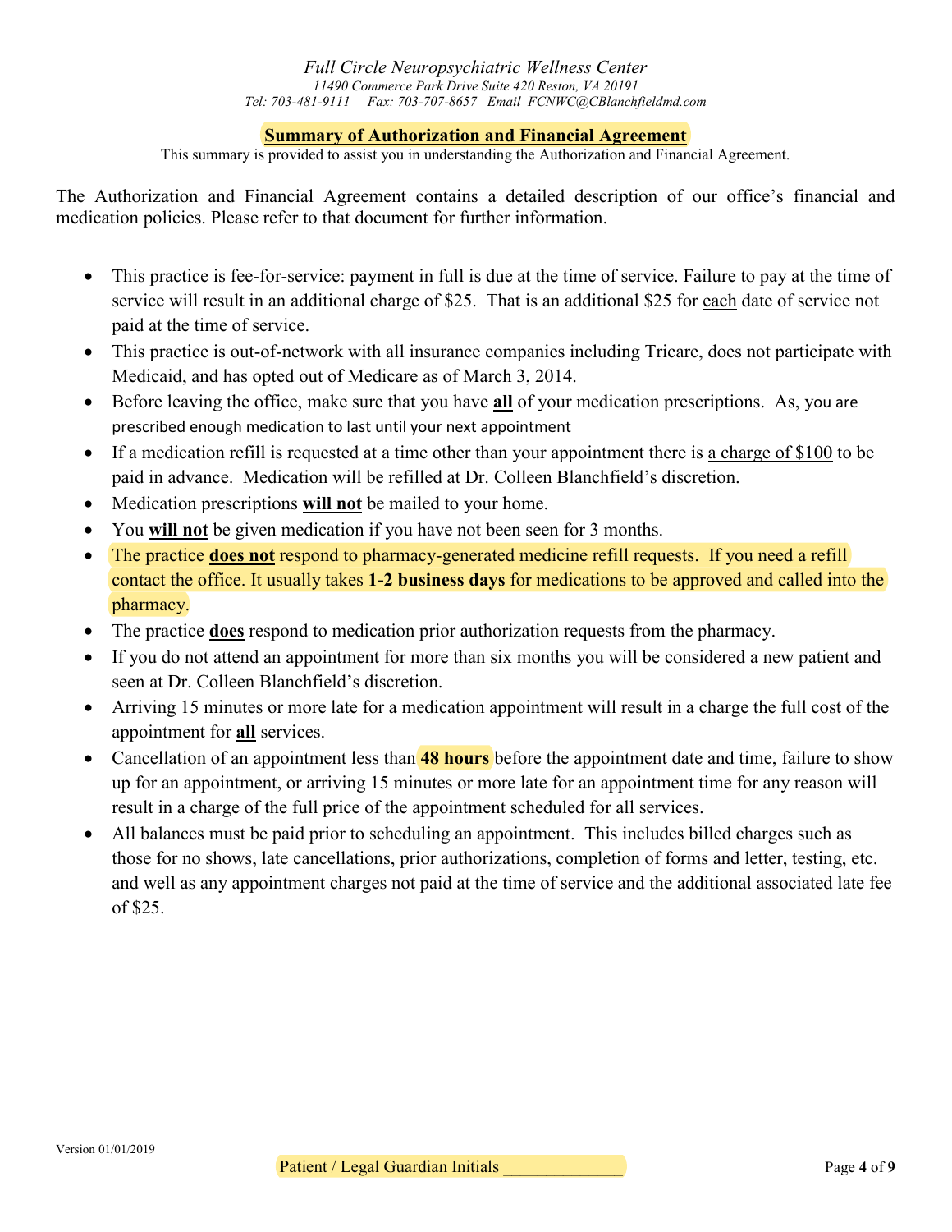*Full Circle Neuropsychiatric Wellness Center*
*11490 Commerce Park Drive Suite 420 Reston, VA 20191*
*Tel: 703-481-9111 Fax: 703-707-8657 Email FCNWC@CBlanchfieldmd.com*

## Summary of Authorization and Financial Agreement

This summary is provided to assist you in understanding the Authorization and Financial Agreement.

The Authorization and Financial Agreement contains a detailed description of our office's financial and medication policies. Please refer to that document for further information.

- This practice is fee-for-service: payment in full is due at the time of service. Failure to pay at the time of service will result in an additional charge of $25. That is an additional $25 for each date of service not paid at the time of service.
- This practice is out-of-network with all insurance companies including Tricare, does not participate with Medicaid, and has opted out of Medicare as of March 3, 2014.
- Before leaving the office, make sure that you have **all** of your medication prescriptions. As, you are prescribed enough medication to last until your next appointment
- If a medication refill is requested at a time other than your appointment there is a charge of $100 to be paid in advance. Medication will be refilled at Dr. Colleen Blanchfield's discretion.
- Medication prescriptions **will not** be mailed to your home.
- You **will not** be given medication if you have not been seen for 3 months.
- The practice **does not** respond to pharmacy-generated medicine refill requests. If you need a refill contact the office. It usually takes **1-2 business days** for medications to be approved and called into the pharmacy.
- The practice **does** respond to medication prior authorization requests from the pharmacy.
- If you do not attend an appointment for more than six months you will be considered a new patient and seen at Dr. Colleen Blanchfield's discretion.
- Arriving 15 minutes or more late for a medication appointment will result in a charge the full cost of the appointment for **all** services.
- Cancellation of an appointment less than **48 hours** before the appointment date and time, failure to show up for an appointment, or arriving 15 minutes or more late for an appointment time for any reason will result in a charge of the full price of the appointment scheduled for all services.
- All balances must be paid prior to scheduling an appointment. This includes billed charges such as those for no shows, late cancellations, prior authorizations, completion of forms and letter, testing, etc. and well as any appointment charges not paid at the time of service and the additional associated late fee of $25.

Version 01/01/2019

Patient / Legal Guardian Initials ______________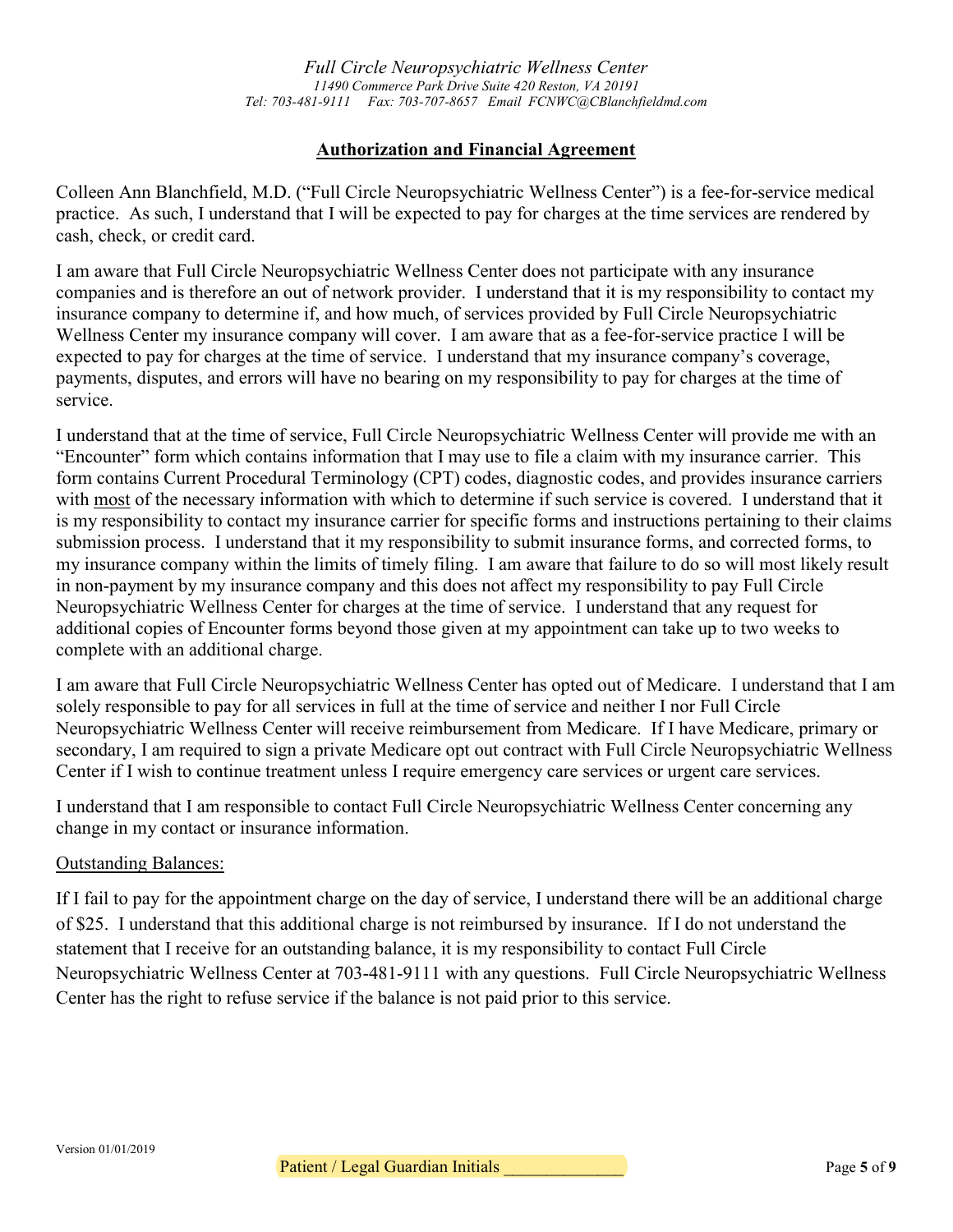## Authorization and Financial Agreement

Colleen Ann Blanchfield, M.D. ("Full Circle Neuropsychiatric Wellness Center") is a fee-for-service medical practice. As such, I understand that I will be expected to pay for charges at the time services are rendered by cash, check, or credit card.

I am aware that Full Circle Neuropsychiatric Wellness Center does not participate with any insurance companies and is therefore an out of network provider. I understand that it is my responsibility to contact my insurance company to determine if, and how much, of services provided by Full Circle Neuropsychiatric Wellness Center my insurance company will cover. I am aware that as a fee-for-service practice I will be expected to pay for charges at the time of service. I understand that my insurance company's coverage, payments, disputes, and errors will have no bearing on my responsibility to pay for charges at the time of service.

I understand that at the time of service, Full Circle Neuropsychiatric Wellness Center will provide me with an "Encounter" form which contains information that I may use to file a claim with my insurance carrier. This form contains Current Procedural Terminology (CPT) codes, diagnostic codes, and provides insurance carriers with <u>most</u> of the necessary information with which to determine if such service is covered. I understand that it is my responsibility to contact my insurance carrier for specific forms and instructions pertaining to their claims submission process. I understand that it my responsibility to submit insurance forms, and corrected forms, to my insurance company within the limits of timely filing. I am aware that failure to do so will most likely result in non-payment by my insurance company and this does not affect my responsibility to pay Full Circle Neuropsychiatric Wellness Center for charges at the time of service. I understand that any request for additional copies of Encounter forms beyond those given at my appointment can take up to two weeks to complete with an additional charge.

I am aware that Full Circle Neuropsychiatric Wellness Center has opted out of Medicare. I understand that I am solely responsible to pay for all services in full at the time of service and neither I nor Full Circle Neuropsychiatric Wellness Center will receive reimbursement from Medicare. If I have Medicare, primary or secondary, I am required to sign a private Medicare opt out contract with Full Circle Neuropsychiatric Wellness Center if I wish to continue treatment unless I require emergency care services or urgent care services.

I understand that I am responsible to contact Full Circle Neuropsychiatric Wellness Center concerning any change in my contact or insurance information.

<u>Outstanding Balances:</u>

If I fail to pay for the appointment charge on the day of service, I understand there will be an additional charge of $25. I understand that this additional charge is not reimbursed by insurance. If I do not understand the statement that I receive for an outstanding balance, it is my responsibility to contact Full Circle Neuropsychiatric Wellness Center at 703-481-9111 with any questions. Full Circle Neuropsychiatric Wellness Center has the right to refuse service if the balance is not paid prior to this service.

Version 01/01/2019

Patient / Legal Guardian Initials ______________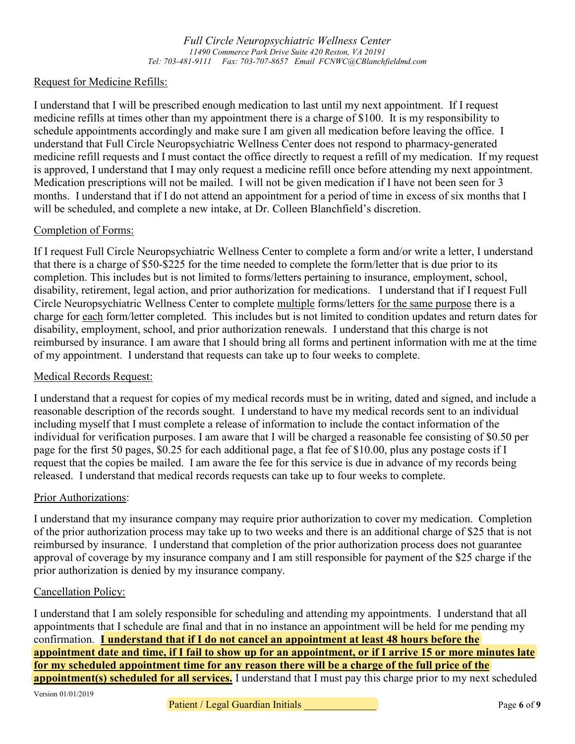Request for Medicine Refills:

I understand that I will be prescribed enough medication to last until my next appointment. If I request medicine refills at times other than my appointment there is a charge of $100. It is my responsibility to schedule appointments accordingly and make sure I am given all medication before leaving the office. I understand that Full Circle Neuropsychiatric Wellness Center does not respond to pharmacy-generated medicine refill requests and I must contact the office directly to request a refill of my medication. If my request is approved, I understand that I may only request a medicine refill once before attending my next appointment. Medication prescriptions will not be mailed. I will not be given medication if I have not been seen for 3 months. I understand that if I do not attend an appointment for a period of time in excess of six months that I will be scheduled, and complete a new intake, at Dr. Colleen Blanchfield's discretion.

Completion of Forms:

If I request Full Circle Neuropsychiatric Wellness Center to complete a form and/or write a letter, I understand that there is a charge of $50-$225 for the time needed to complete the form/letter that is due prior to its completion. This includes but is not limited to forms/letters pertaining to insurance, employment, school, disability, retirement, legal action, and prior authorization for medications. I understand that if I request Full Circle Neuropsychiatric Wellness Center to complete multiple forms/letters for the same purpose there is a charge for each form/letter completed. This includes but is not limited to condition updates and return dates for disability, employment, school, and prior authorization renewals. I understand that this charge is not reimbursed by insurance. I am aware that I should bring all forms and pertinent information with me at the time of my appointment. I understand that requests can take up to four weeks to complete.

Medical Records Request:

I understand that a request for copies of my medical records must be in writing, dated and signed, and include a reasonable description of the records sought. I understand to have my medical records sent to an individual including myself that I must complete a release of information to include the contact information of the individual for verification purposes. I am aware that I will be charged a reasonable fee consisting of $0.50 per page for the first 50 pages, $0.25 for each additional page, a flat fee of $10.00, plus any postage costs if I request that the copies be mailed. I am aware the fee for this service is due in advance of my records being released. I understand that medical records requests can take up to four weeks to complete.

Prior Authorizations:

I understand that my insurance company may require prior authorization to cover my medication. Completion of the prior authorization process may take up to two weeks and there is an additional charge of $25 that is not reimbursed by insurance. I understand that completion of the prior authorization process does not guarantee approval of coverage by my insurance company and I am still responsible for payment of the $25 charge if the prior authorization is denied by my insurance company.

Cancellation Policy:

I understand that I am solely responsible for scheduling and attending my appointments. I understand that all appointments that I schedule are final and that in no instance an appointment will be held for me pending my confirmation. **I understand that if I do not cancel an appointment at least 48 hours before the appointment date and time, if I fail to show up for an appointment, or if I arrive 15 or more minutes late for my scheduled appointment time for any reason there will be a charge of the full price of the appointment(s) scheduled for all services.** I understand that I must pay this charge prior to my next scheduled

Version 01/01/2019

Patient / Legal Guardian Initials ______________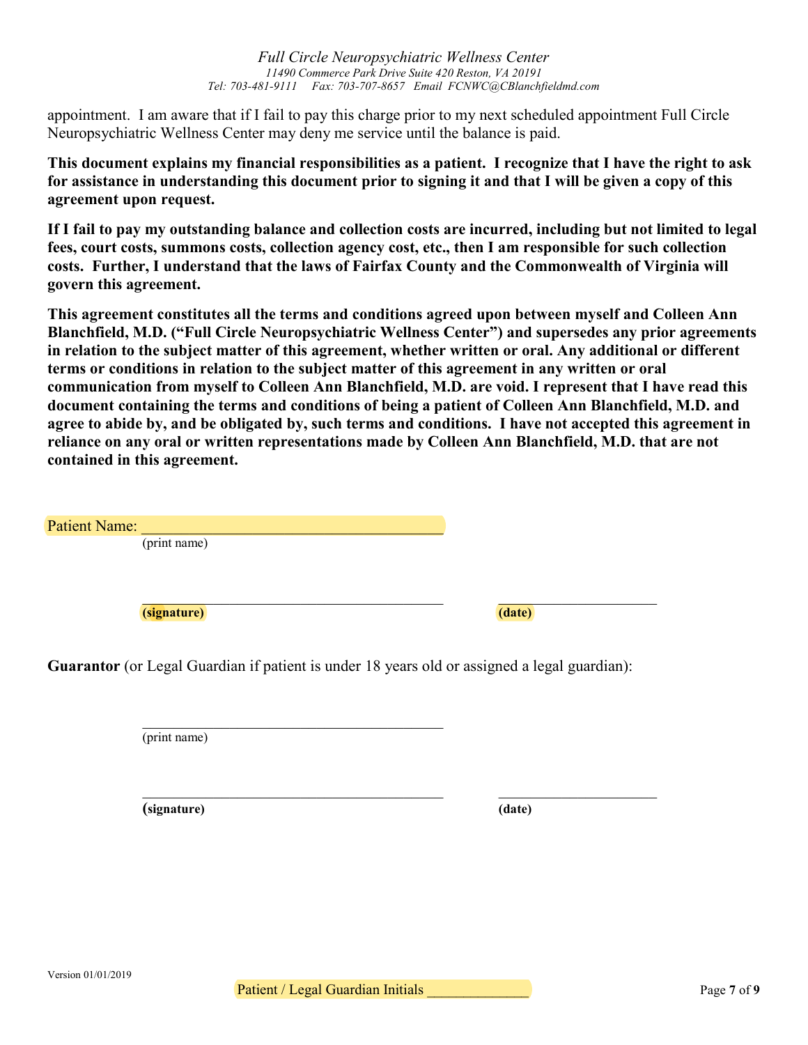appointment. I am aware that if I fail to pay this charge prior to my next scheduled appointment Full Circle Neuropsychiatric Wellness Center may deny me service until the balance is paid.

**This document explains my financial responsibilities as a patient. I recognize that I have the right to ask for assistance in understanding this document prior to signing it and that I will be given a copy of this agreement upon request.**

**If I fail to pay my outstanding balance and collection costs are incurred, including but not limited to legal fees, court costs, summons costs, collection agency cost, etc., then I am responsible for such collection costs. Further, I understand that the laws of Fairfax County and the Commonwealth of Virginia will govern this agreement.**

**This agreement constitutes all the terms and conditions agreed upon between myself and Colleen Ann Blanchfield, M.D. ("Full Circle Neuropsychiatric Wellness Center") and supersedes any prior agreements in relation to the subject matter of this agreement, whether written or oral. Any additional or different terms or conditions in relation to the subject matter of this agreement in any written or oral communication from myself to Colleen Ann Blanchfield, M.D. are void. I represent that I have read this document containing the terms and conditions of being a patient of Colleen Ann Blanchfield, M.D. and agree to abide by, and be obligated by, such terms and conditions. I have not accepted this agreement in reliance on any oral or written representations made by Colleen Ann Blanchfield, M.D. that are not contained in this agreement.**

Patient Name: ______________________________________
(print name)

______________________________________ ______________________
**(signature)** **(date)**

**Guarantor** (or Legal Guardian if patient is under 18 years old or assigned a legal guardian):

______________________________________
(print name)

______________________________________ ______________________
**(signature)** **(date)**

Version 01/01/2019

Patient / Legal Guardian Initials ______________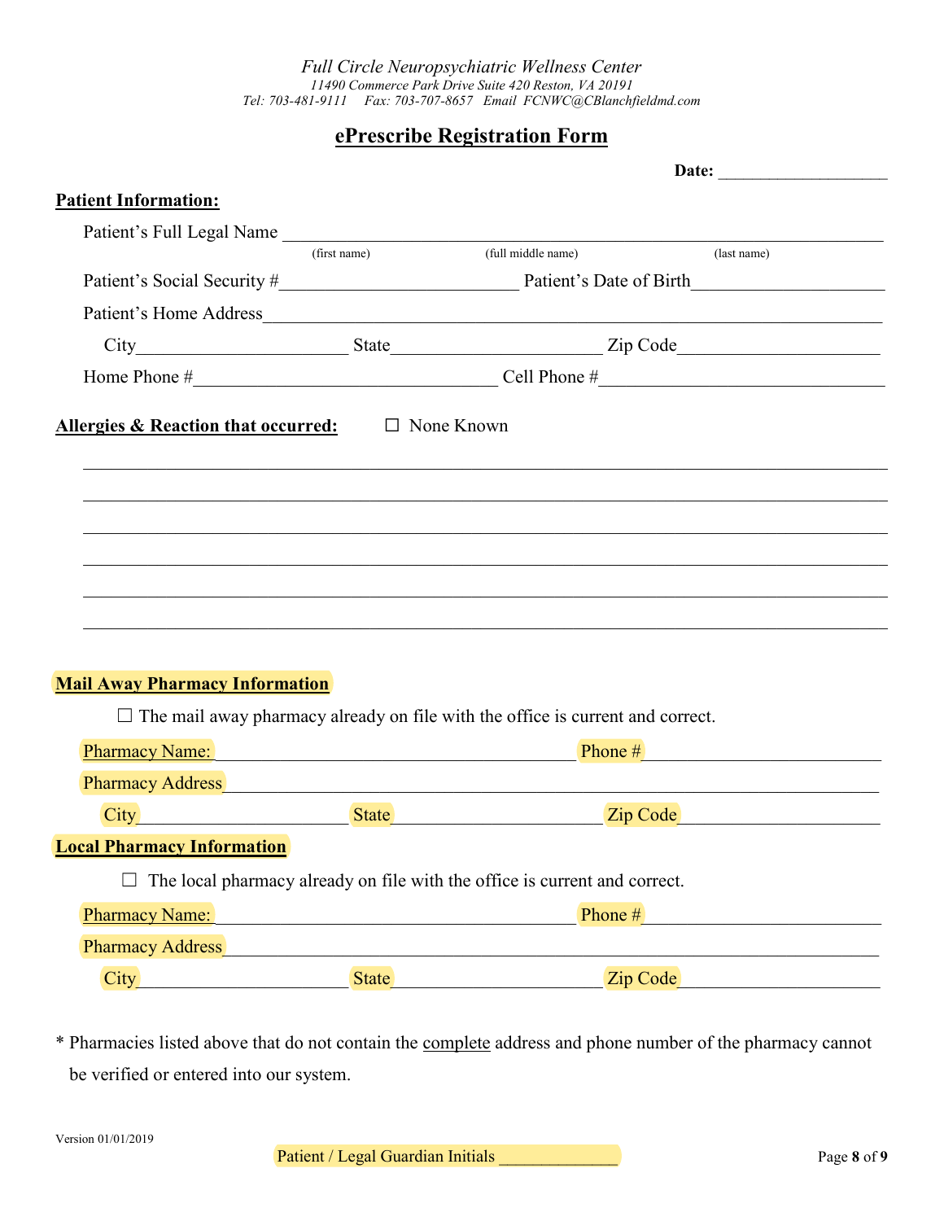*Full Circle Neuropsychiatric Wellness Center*
*11490 Commerce Park Drive Suite 420 Reston, VA 20191*
*Tel: 703-481-9111 Fax: 703-707-8657 Email FCNWC@CBlanchfieldmd.com*

# ePrescribe Registration Form

**Date:** ____________________

**Patient Information:**

Patient's Full Legal Name ______________________________________________________________
(first name) (full middle name) (last name)

Patient's Social Security #__________________________ Patient's Date of Birth____________________

Patient's Home Address______________________________________________________________

City______________________ State______________________ Zip Code______________________

Home Phone #________________________________ Cell Phone #______________________________

**Allergies & Reaction that occurred:** ☐ None Known

________________________________________________________________________________

________________________________________________________________________________

________________________________________________________________________________

________________________________________________________________________________

________________________________________________________________________________

________________________________________________________________________________

**Mail Away Pharmacy Information**

☐ The mail away pharmacy already on file with the office is current and correct.

Pharmacy Name: ________________________________________ Phone #__________________________

Pharmacy Address______________________________________________________________________

City______________________ State______________________ Zip Code______________________

**Local Pharmacy Information**

☐ The local pharmacy already on file with the office is current and correct.

Pharmacy Name: ________________________________________ Phone #__________________________

Pharmacy Address______________________________________________________________________

City______________________ State______________________ Zip Code______________________

* Pharmacies listed above that do not contain the complete address and phone number of the pharmacy cannot be verified or entered into our system.

Version 01/01/2019

Patient / Legal Guardian Initials ______________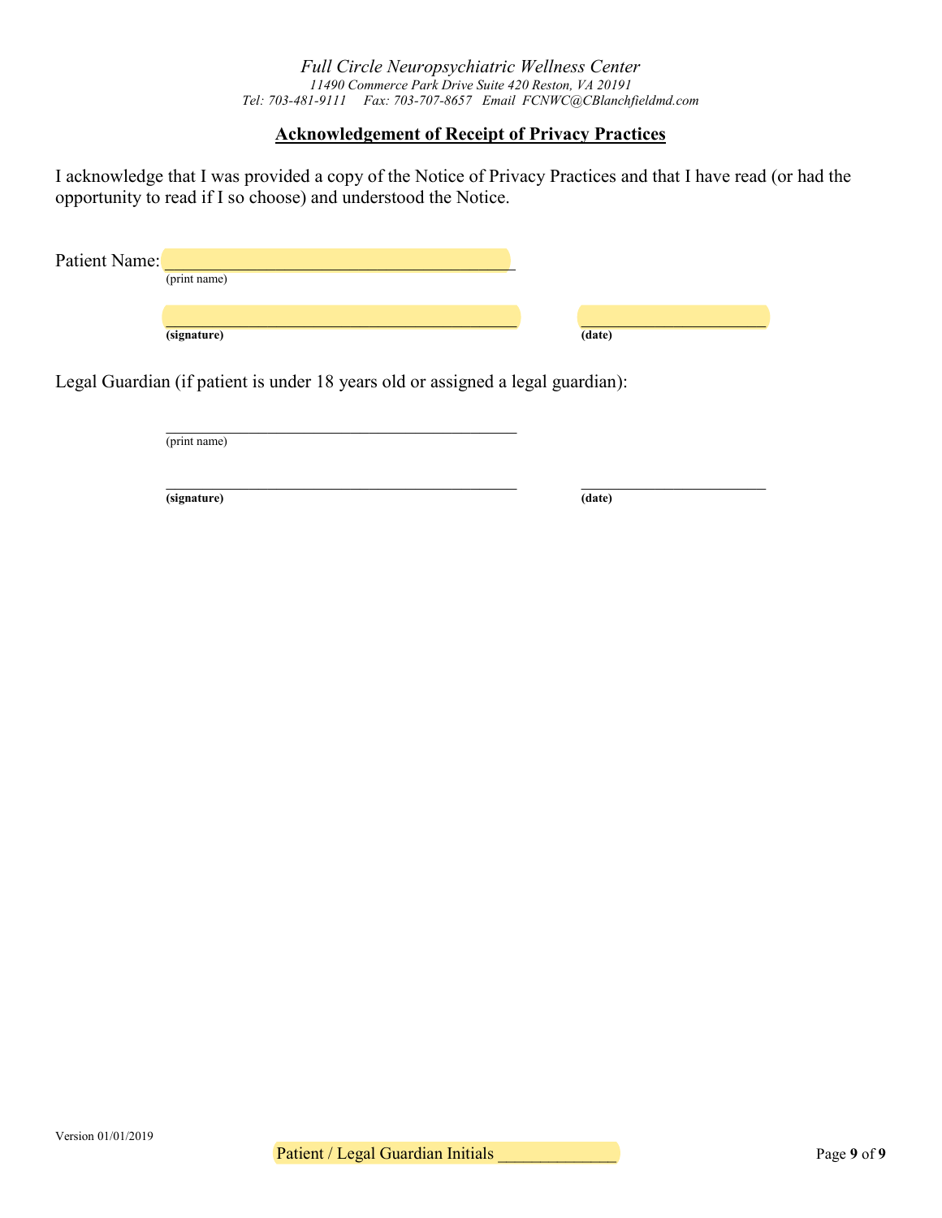*Full Circle Neuropsychiatric Wellness Center*
*11490 Commerce Park Drive Suite 420 Reston, VA 20191*
*Tel: 703-481-9111 Fax: 703-707-8657 Email FCNWC@CBlanchfieldmd.com*

## Acknowledgement of Receipt of Privacy Practices

I acknowledge that I was provided a copy of the Notice of Privacy Practices and that I have read (or had the opportunity to read if I so choose) and understood the Notice.

Patient Name: ________________________________________
(print name)

________________________________________ ______________________
**(signature)** **(date)**

Legal Guardian (if patient is under 18 years old or assigned a legal guardian):

________________________________________
(print name)

________________________________________ ______________________
**(signature)** **(date)**

Version 01/01/2019

Patient / Legal Guardian Initials _____________